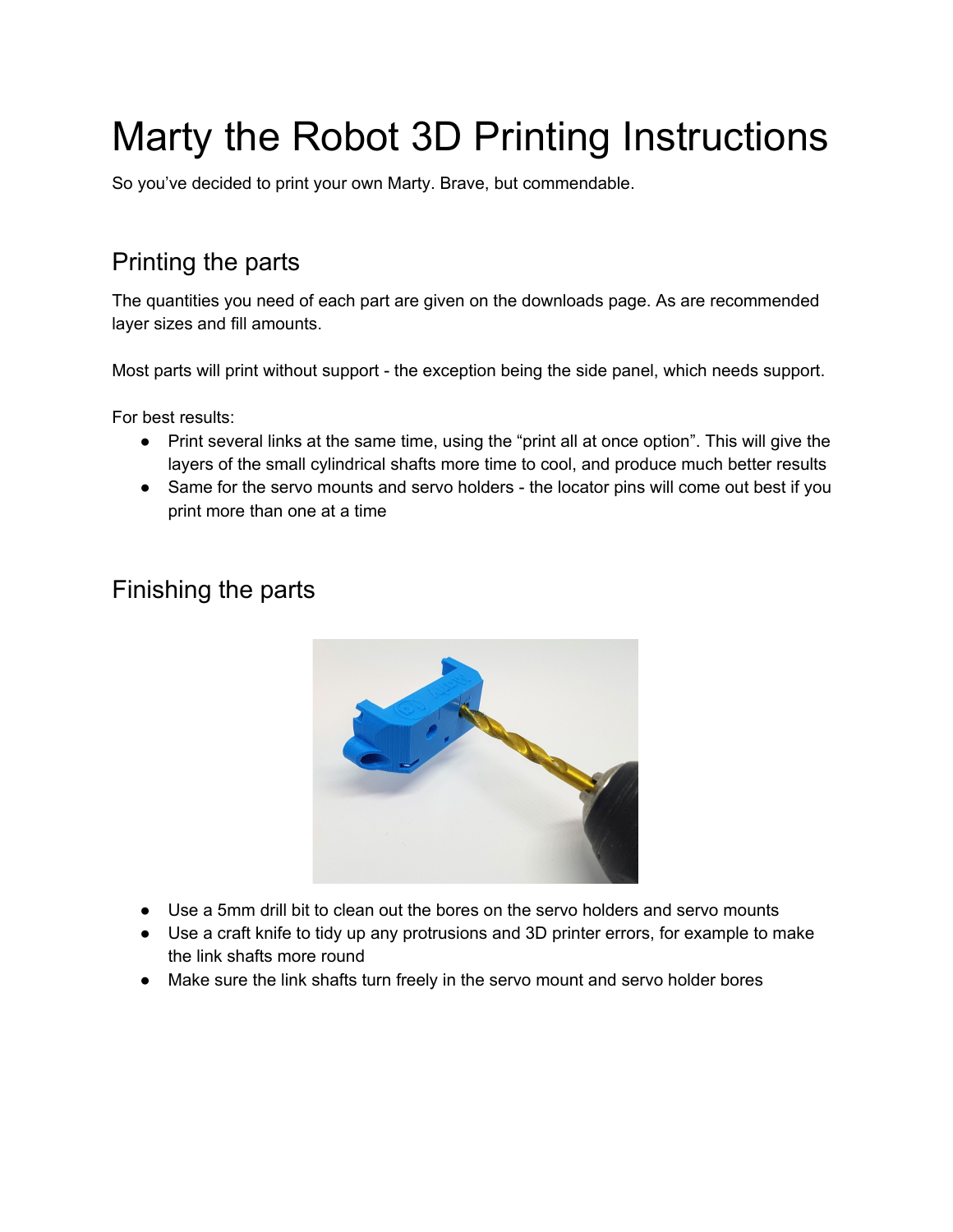# Marty the Robot 3D Printing Instructions

So you've decided to print your own Marty. Brave, but commendable.

## Printing the parts

The quantities you need of each part are given on the downloads page. As are recommended layer sizes and fill amounts.

Most parts will print without support - the exception being the side panel, which needs support.

For best results:

- Print several links at the same time, using the "print all at once option". This will give the layers of the small cylindrical shafts more time to cool, and produce much better results
- Same for the servo mounts and servo holders - the locator pins will come out best if you print more than one at a time

## Finishing the parts

- Use a 5mm drill bit to clean out the bores on the servo holders and servo mounts
- Use a craft knife to tidy up any protrusions and 3D printer errors, for example to make the link shafts more round
- Make sure the link shafts turn freely in the servo mount and servo holder bores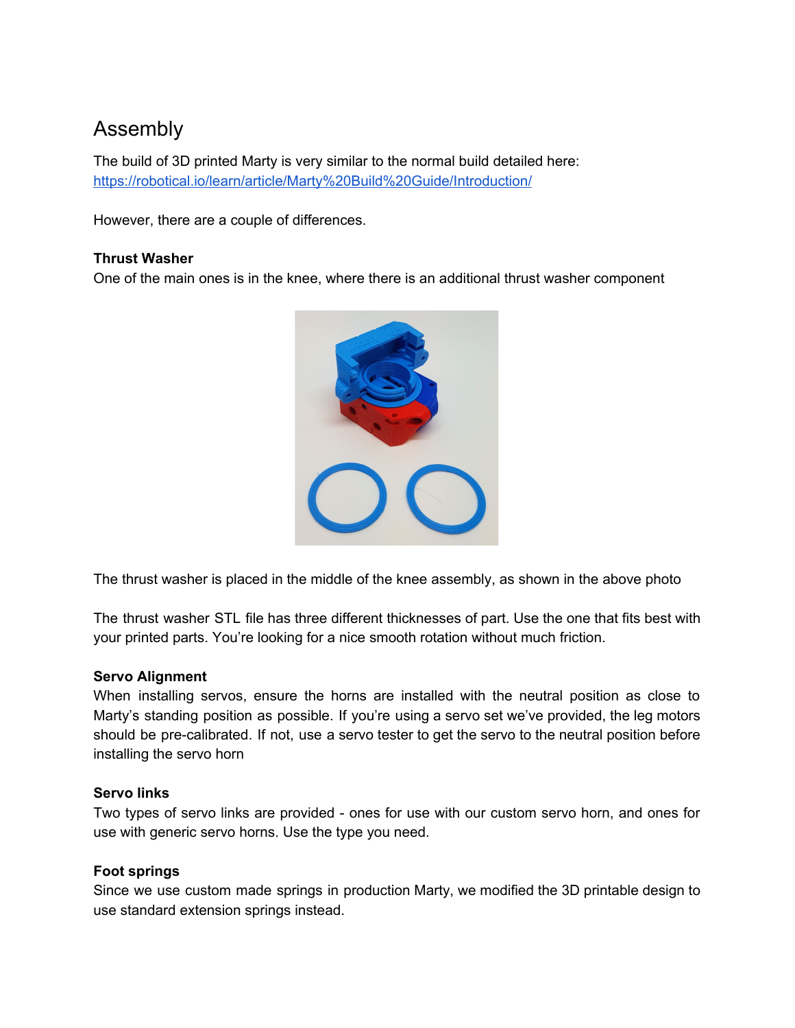# Assembly

The build of 3D printed Marty is very similar to the normal build detailed here: [https://robotical.io/learn/article/Marty%20Build%20Guide/Introduction/](https://robotical.io/learn/article/Marty%20Build%20Guide/Introduction/)

However, there are a couple of differences.

**Thrust Washer**

One of the main ones is in the knee, where there is an additional thrust washer component

The thrust washer is placed in the middle of the knee assembly, as shown in the above photo

The thrust washer STL file has three different thicknesses of part. Use the one that fits best with your printed parts. You're looking for a nice smooth rotation without much friction.

**Servo Alignment**

When installing servos, ensure the horns are installed with the neutral position as close to Marty's standing position as possible. If you're using a servo set we've provided, the leg motors should be pre-calibrated. If not, use a servo tester to get the servo to the neutral position before installing the servo horn

**Servo links**

Two types of servo links are provided - ones for use with our custom servo horn, and ones for use with generic servo horns. Use the type you need.

**Foot springs**

Since we use custom made springs in production Marty, we modified the 3D printable design to use standard extension springs instead.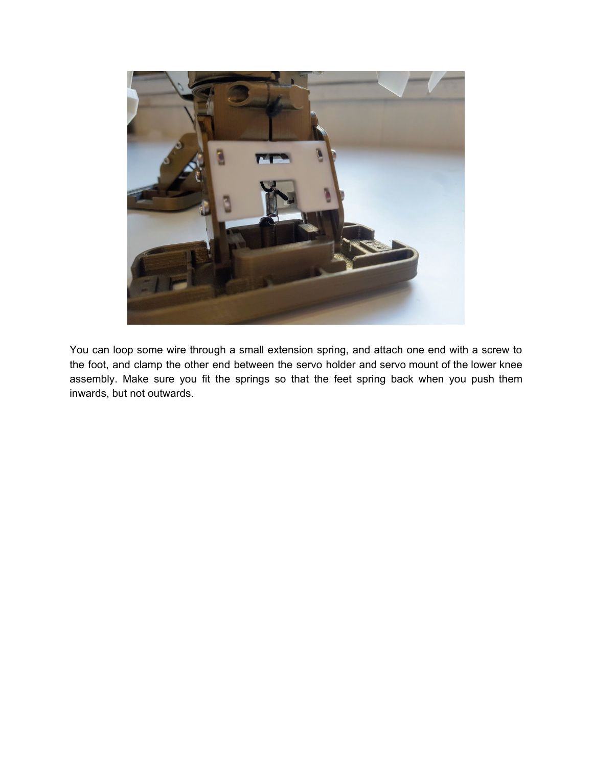You can loop some wire through a small extension spring, and attach one end with a screw to the foot, and clamp the other end between the servo holder and servo mount of the lower knee assembly. Make sure you fit the springs so that the feet spring back when you push them inwards, but not outwards.